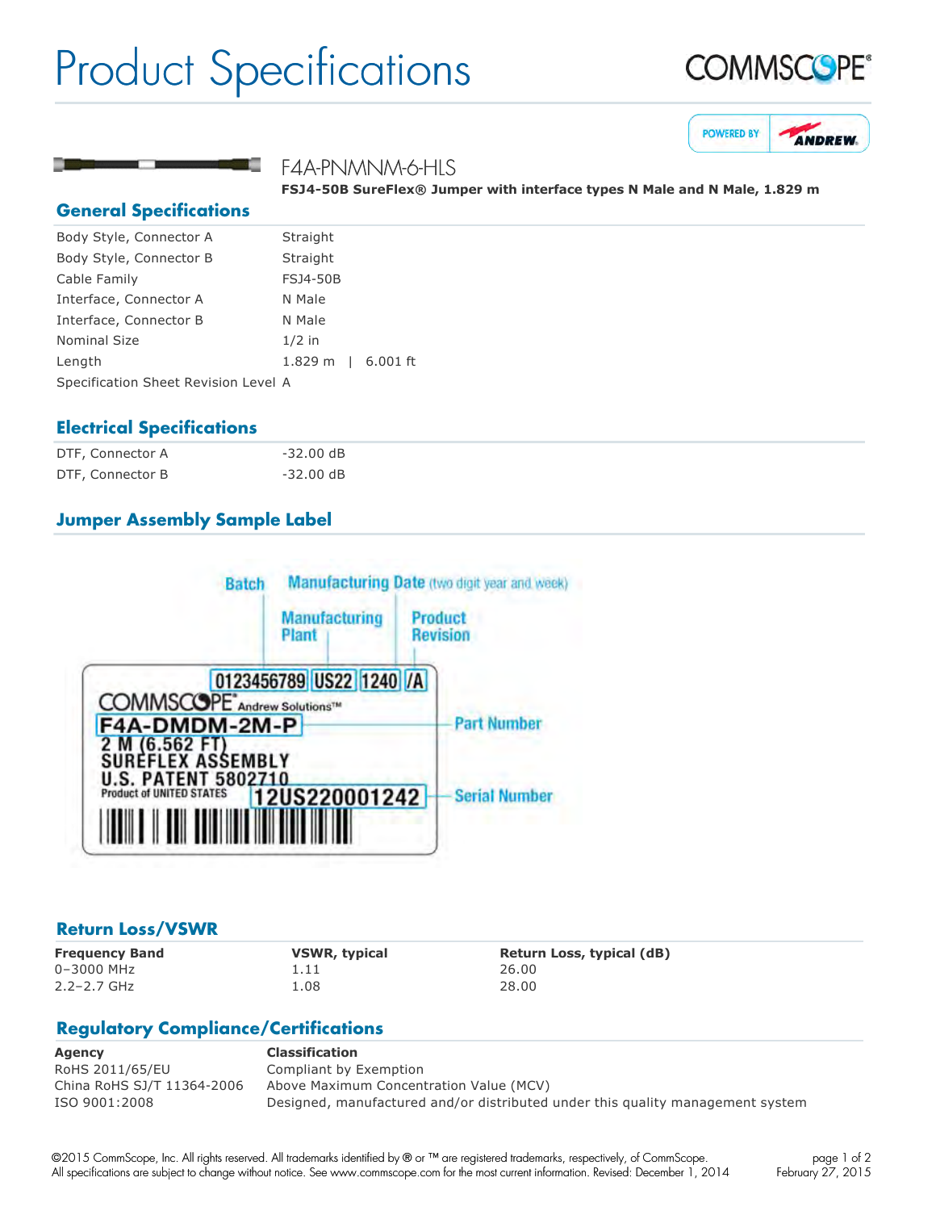# Product Specifications

COMMSCOPE®

POWERED BY ANDREW

## F4A-PNMNM-6-HLS

**FSJ4-50B SureFlex® Jumper with interface types N Male and N Male, 1.829 m**

## General Specifications

| | |
|---|---|
| Body Style, Connector A | Straight |
| Body Style, Connector B | Straight |
| Cable Family | FSJ4-50B |
| Interface, Connector A | N Male |
| Interface, Connector B | N Male |
| Nominal Size | 1/2 in |
| Length | 1.829 m \| 6.001 ft |
| Specification Sheet Revision Level | A |

## Electrical Specifications

| | |
|---|---|
| DTF, Connector A | -32.00 dB |
| DTF, Connector B | -32.00 dB |

## Jumper Assembly Sample Label

Batch — 0123456789
Manufacturing Plant — US22
Manufacturing Date (two digit year and week) — 1240
Product Revision — /A

COMMSCOPE® Andrew Solutions™
F4A-DMDM-2M-P — Part Number
2 M (6.562 FT)
SUREFLEX ASSEMBLY
U.S. PATENT 5802710
Product of UNITED STATES
12US220001242 — Serial Number

## Return Loss/VSWR

| Frequency Band | VSWR, typical | Return Loss, typical (dB) |
|---|---|---|
| 0–3000 MHz | 1.11 | 26.00 |
| 2.2–2.7 GHz | 1.08 | 28.00 |

## Regulatory Compliance/Certifications

| Agency | Classification |
|---|---|
| RoHS 2011/65/EU | Compliant by Exemption |
| China RoHS SJ/T 11364-2006 | Above Maximum Concentration Value (MCV) |
| ISO 9001:2008 | Designed, manufactured and/or distributed under this quality management system |

©2015 CommScope, Inc. All rights reserved. All trademarks identified by ® or ™ are registered trademarks, respectively, of CommScope. All specifications are subject to change without notice. See www.commscope.com for the most current information. Revised: December 1, 2014

February 27, 2015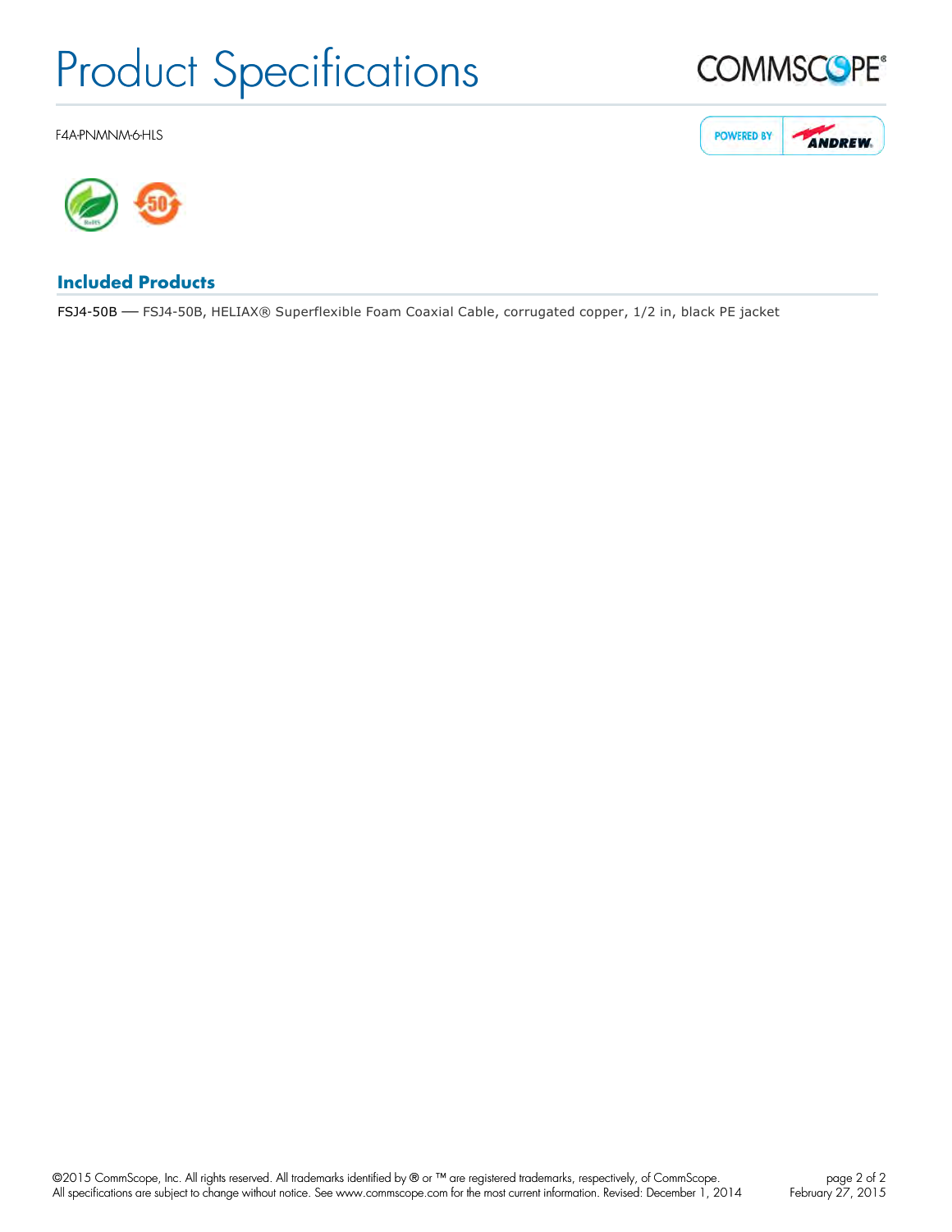# Product Specifications

F4A-PNMNM-6-HLS

## Included Products

FSJ4-50B — FSJ4-50B, HELIAX® Superflexible Foam Coaxial Cable, corrugated copper, 1/2 in, black PE jacket